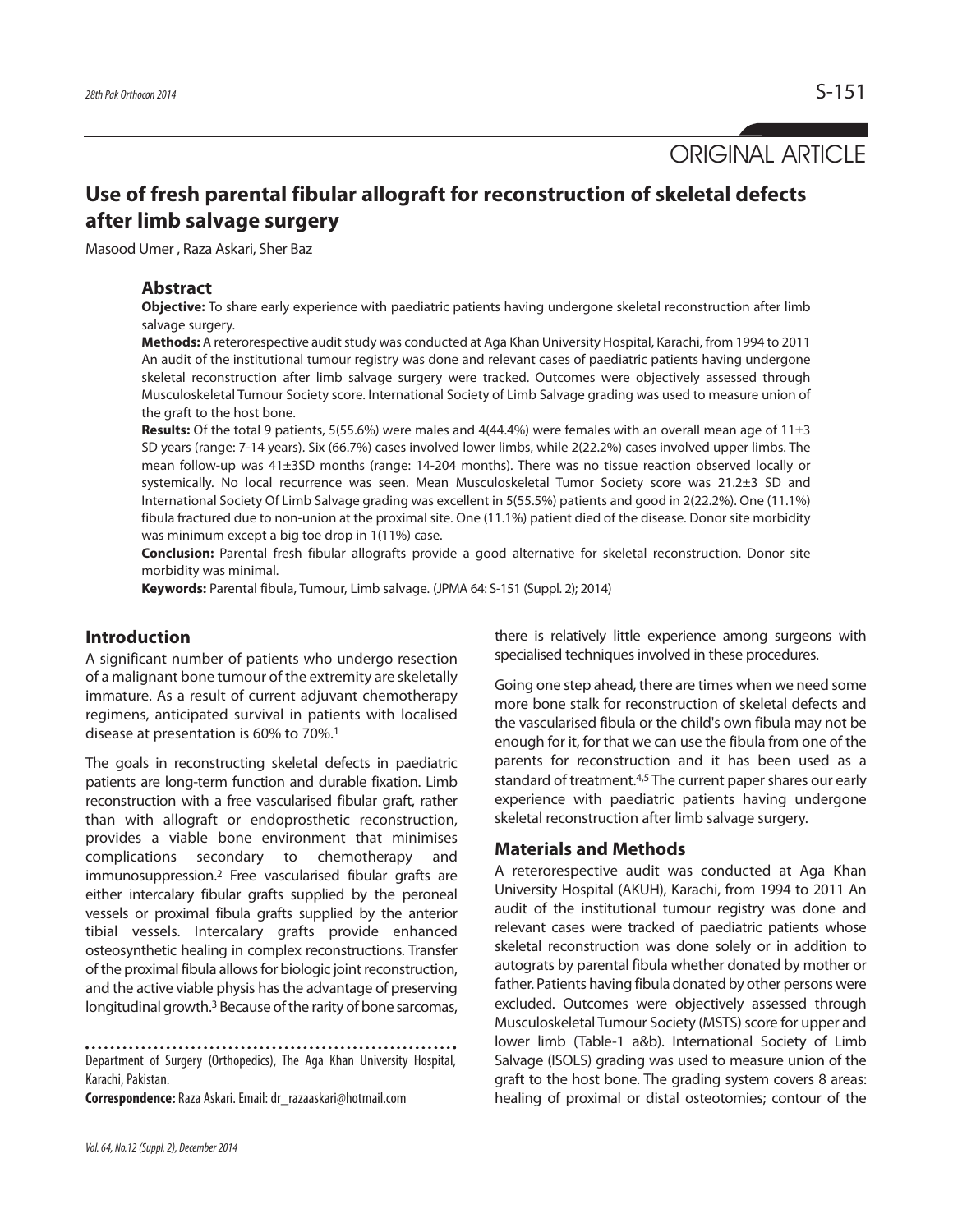ORIGINAL ARTICLE

# Use of fresh parental fibular allograft for reconstruction of skeletal defects after limb salvage surgery

Masood Umer , Raza Askari, Sher Baz

## Abstract

**Objective:** To share early experience with paediatric patients having undergone skeletal reconstruction after limb salvage surgery.

**Methods:** A reterorespective audit study was conducted at Aga Khan University Hospital, Karachi, from 1994 to 2011 An audit of the institutional tumour registry was done and relevant cases of paediatric patients having undergone skeletal reconstruction after limb salvage surgery were tracked. Outcomes were objectively assessed through Musculoskeletal Tumour Society score. International Society of Limb Salvage grading was used to measure union of the graft to the host bone.

**Results:** Of the total 9 patients, 5(55.6%) were males and 4(44.4%) were females with an overall mean age of 11±3 SD years (range: 7-14 years). Six (66.7%) cases involved lower limbs, while 2(22.2%) cases involved upper limbs. The mean follow-up was 41±3SD months (range: 14-204 months). There was no tissue reaction observed locally or systemically. No local recurrence was seen. Mean Musculoskeletal Tumor Society score was 21.2±3 SD and International Society Of Limb Salvage grading was excellent in 5(55.5%) patients and good in 2(22.2%). One (11.1%) fibula fractured due to non-union at the proximal site. One (11.1%) patient died of the disease. Donor site morbidity was minimum except a big toe drop in 1(11%) case.

**Conclusion:** Parental fresh fibular allografts provide a good alternative for skeletal reconstruction. Donor site morbidity was minimal.

**Keywords:** Parental fibula, Tumour, Limb salvage. (JPMA 64: S-151 (Suppl. 2); 2014)

## Introduction

A significant number of patients who undergo resection of a malignant bone tumour of the extremity are skeletally immature. As a result of current adjuvant chemotherapy regimens, anticipated survival in patients with localised disease at presentation is 60% to 70%.[1]

The goals in reconstructing skeletal defects in paediatric patients are long-term function and durable fixation. Limb reconstruction with a free vascularised fibular graft, rather than with allograft or endoprosthetic reconstruction, provides a viable bone environment that minimises complications secondary to chemotherapy and immunosuppression.[2] Free vascularised fibular grafts are either intercalary fibular grafts supplied by the peroneal vessels or proximal fibula grafts supplied by the anterior tibial vessels. Intercalary grafts provide enhanced osteosynthetic healing in complex reconstructions. Transfer of the proximal fibula allows for biologic joint reconstruction, and the active viable physis has the advantage of preserving longitudinal growth.[3] Because of the rarity of bone sarcomas, there is relatively little experience among surgeons with specialised techniques involved in these procedures.

Going one step ahead, there are times when we need some more bone stalk for reconstruction of skeletal defects and the vascularised fibula or the child's own fibula may not be enough for it, for that we can use the fibula from one of the parents for reconstruction and it has been used as a standard of treatment.[4,5] The current paper shares our early experience with paediatric patients having undergone skeletal reconstruction after limb salvage surgery.

## Materials and Methods

A reterorespective audit was conducted at Aga Khan University Hospital (AKUH), Karachi, from 1994 to 2011 An audit of the institutional tumour registry was done and relevant cases were tracked of paediatric patients whose skeletal reconstruction was done solely or in addition to autograts by parental fibula whether donated by mother or father. Patients having fibula donated by other persons were excluded. Outcomes were objectively assessed through Musculoskeletal Tumour Society (MSTS) score for upper and lower limb (Table-1 a&b). International Society of Limb Salvage (ISOLS) grading was used to measure union of the graft to the host bone. The grading system covers 8 areas: healing of proximal or distal osteotomies; contour of the

Department of Surgery (Orthopedics), The Aga Khan University Hospital, Karachi, Pakistan.

**Correspondence:** Raza Askari. Email: dr_razaaskari@hotmail.com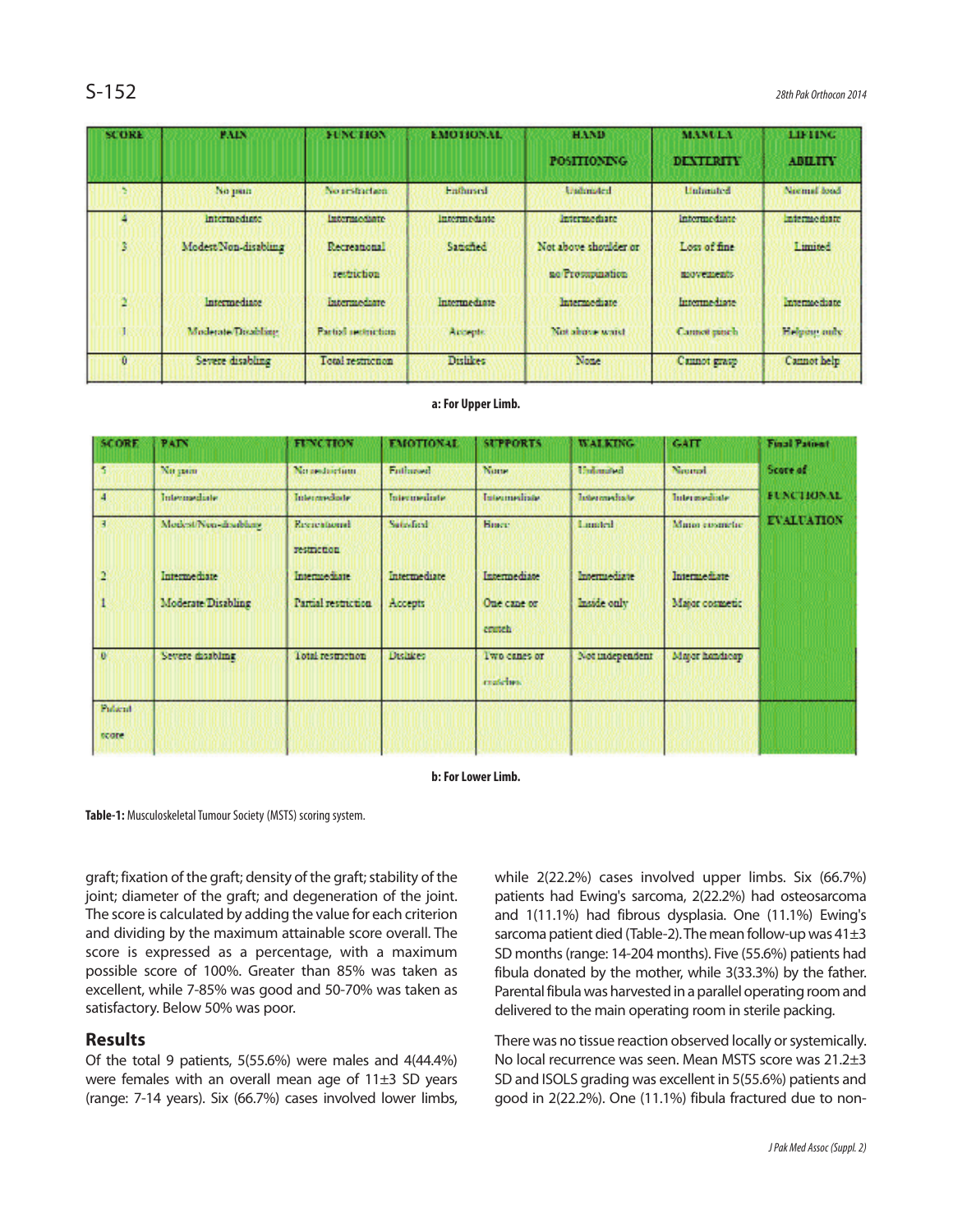| SCORE | PAIN | FUNCTION | EMOTIONAL | HAND POSITIONING | MANULA DEXTERITY | LIFTING ABILITY |
|---|---|---|---|---|---|---|
| 5 | No pain | No restriction | Enthused | Unlimited | Unlimited | Normal load |
| 4 | Intermediate | Intermediate | Intermediate | Intermediate | Intermediate | Intermediate |
| 3 | Modest/Non-disabling | Recreational restriction | Satisfied | Not above shoulder or no Pronation | Loss of fine movements | Limited |
| 2 | Intermediate | Intermediate | Intermediate | Intermediate | Intermediate | Intermediate |
| 1 | Moderate/Disabling | Partial restriction | Accepts | Not above waist | Cannot pinch | Helping only |
| 0 | Severe disabling | Total restriction | Dislikes | None | Cannot grasp | Cannot help |

**a: For Upper Limb.**

| SCORE | PAIN | FUNCTION | EMOTIONAL | SUPPORTS | WALKING | GAIT | Final Patient Score of FUNCTIONAL EVALUATION |
|---|---|---|---|---|---|---|---|
| 5 | No pain | No restriction | Enthused | None | Unlimited | Normal | |
| 4 | Intermediate | Intermediate | Intermediate | Intermediate | Intermediate | Intermediate | |
| 3 | Modest/Non-disabling | Recreational restriction | Satisfied | Brace | Limited | Minor cosmetic | |
| 2 | Intermediate | Intermediate | Intermediate | Intermediate | Intermediate | Intermediate | |
| 1 | Moderate Disabling | Partial restriction | Accepts | One cane or crutch | Inside only | Major cosmetic | |
| 0 | Severe disabling | Total restriction | Dislikes | Two canes or crutches | Not independent | Major handicap | |
| Patient score | | | | | | | |

**b: For Lower Limb.**

**Table-1:** Musculoskeletal Tumour Society (MSTS) scoring system.

graft; fixation of the graft; density of the graft; stability of the joint; diameter of the graft; and degeneration of the joint. The score is calculated by adding the value for each criterion and dividing by the maximum attainable score overall. The score is expressed as a percentage, with a maximum possible score of 100%. Greater than 85% was taken as excellent, while 7-85% was good and 50-70% was taken as satisfactory. Below 50% was poor.

## Results

Of the total 9 patients, 5(55.6%) were males and 4(44.4%) were females with an overall mean age of 11±3 SD years (range: 7-14 years). Six (66.7%) cases involved lower limbs, while 2(22.2%) cases involved upper limbs. Six (66.7%) patients had Ewing's sarcoma, 2(22.2%) had osteosarcoma and 1(11.1%) had fibrous dysplasia. One (11.1%) Ewing's sarcoma patient died (Table-2). The mean follow-up was 41±3 SD months (range: 14-204 months). Five (55.6%) patients had fibula donated by the mother, while 3(33.3%) by the father. Parental fibula was harvested in a parallel operating room and delivered to the main operating room in sterile packing.

There was no tissue reaction observed locally or systemically. No local recurrence was seen. Mean MSTS score was 21.2±3 SD and ISOLS grading was excellent in 5(55.6%) patients and good in 2(22.2%). One (11.1%) fibula fractured due to non-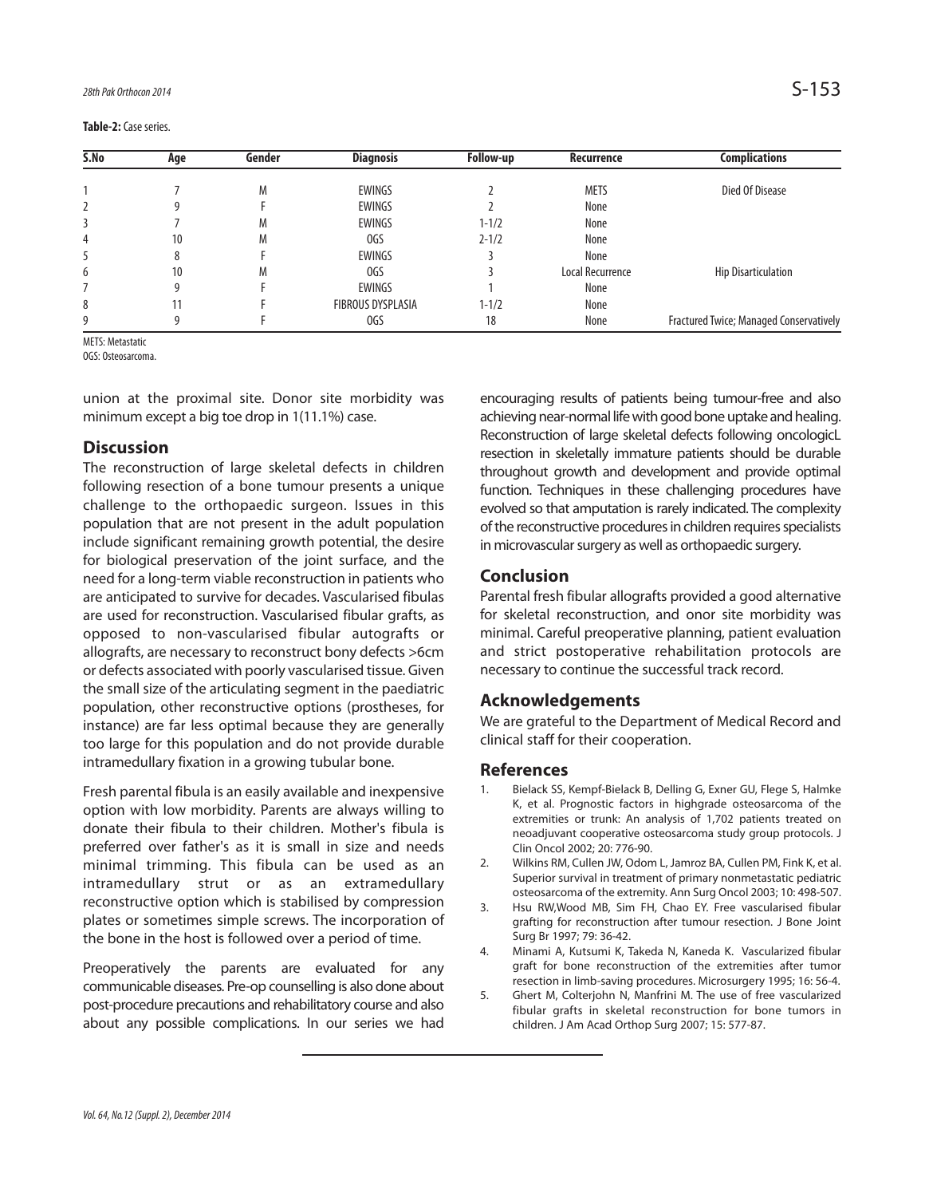**Table-2:** Case series.

| S.No | Age | Gender | Diagnosis | Follow-up | Recurrence | Complications |
|---|---|---|---|---|---|---|
| 1 | 7 | M | EWINGS | 2 | METS | Died Of Disease |
| 2 | 9 | F | EWINGS | 2 | None | |
| 3 | 7 | M | EWINGS | 1-1/2 | None | |
| 4 | 10 | M | OGS | 2-1/2 | None | |
| 5 | 8 | F | EWINGS | 3 | None | |
| 6 | 10 | M | OGS | 3 | Local Recurrence | Hip Disarticulation |
| 7 | 9 | F | EWINGS | 1 | None | |
| 8 | 11 | F | FIBROUS DYSPLASIA | 1-1/2 | None | |
| 9 | 9 | F | OGS | 18 | None | Fractured Twice; Managed Conservatively |

METS: Metastatic
OGS: Osteosarcoma.

union at the proximal site. Donor site morbidity was minimum except a big toe drop in 1(11.1%) case.

## Discussion

The reconstruction of large skeletal defects in children following resection of a bone tumour presents a unique challenge to the orthopaedic surgeon. Issues in this population that are not present in the adult population include significant remaining growth potential, the desire for biological preservation of the joint surface, and the need for a long-term viable reconstruction in patients who are anticipated to survive for decades. Vascularised fibulas are used for reconstruction. Vascularised fibular grafts, as opposed to non-vascularised fibular autografts or allografts, are necessary to reconstruct bony defects >6cm or defects associated with poorly vascularised tissue. Given the small size of the articulating segment in the paediatric population, other reconstructive options (prostheses, for instance) are far less optimal because they are generally too large for this population and do not provide durable intramedullary fixation in a growing tubular bone.

Fresh parental fibula is an easily available and inexpensive option with low morbidity. Parents are always willing to donate their fibula to their children. Mother's fibula is preferred over father's as it is small in size and needs minimal trimming. This fibula can be used as an intramedullary strut or as an extramedullary reconstructive option which is stabilised by compression plates or sometimes simple screws. The incorporation of the bone in the host is followed over a period of time.

Preoperatively the parents are evaluated for any communicable diseases. Pre-op counselling is also done about post-procedure precautions and rehabilitatory course and also about any possible complications. In our series we had encouraging results of patients being tumour-free and also achieving near-normal life with good bone uptake and healing. Reconstruction of large skeletal defects following oncologicL resection in skeletally immature patients should be durable throughout growth and development and provide optimal function. Techniques in these challenging procedures have evolved so that amputation is rarely indicated. The complexity of the reconstructive procedures in children requires specialists in microvascular surgery as well as orthopaedic surgery.

## Conclusion

Parental fresh fibular allografts provided a good alternative for skeletal reconstruction, and onor site morbidity was minimal. Careful preoperative planning, patient evaluation and strict postoperative rehabilitation protocols are necessary to continue the successful track record.

## Acknowledgements

We are grateful to the Department of Medical Record and clinical staff for their cooperation.

## References

1. Bielack SS, Kempf-Bielack B, Delling G, Exner GU, Flege S, Halmke K, et al. Prognostic factors in highgrade osteosarcoma of the extremities or trunk: An analysis of 1,702 patients treated on neoadjuvant cooperative osteosarcoma study group protocols. J Clin Oncol 2002; 20: 776-90.
2. Wilkins RM, Cullen JW, Odom L, Jamroz BA, Cullen PM, Fink K, et al. Superior survival in treatment of primary nonmetastatic pediatric osteosarcoma of the extremity. Ann Surg Oncol 2003; 10: 498-507.
3. Hsu RW,Wood MB, Sim FH, Chao EY. Free vascularised fibular grafting for reconstruction after tumour resection. J Bone Joint Surg Br 1997; 79: 36-42.
4. Minami A, Kutsumi K, Takeda N, Kaneda K. Vascularized fibular graft for bone reconstruction of the extremities after tumor resection in limb-saving procedures. Microsurgery 1995; 16: 56-4.
5. Ghert M, Colterjohn N, Manfrini M. The use of free vascularized fibular grafts in skeletal reconstruction for bone tumors in children. J Am Acad Orthop Surg 2007; 15: 577-87.